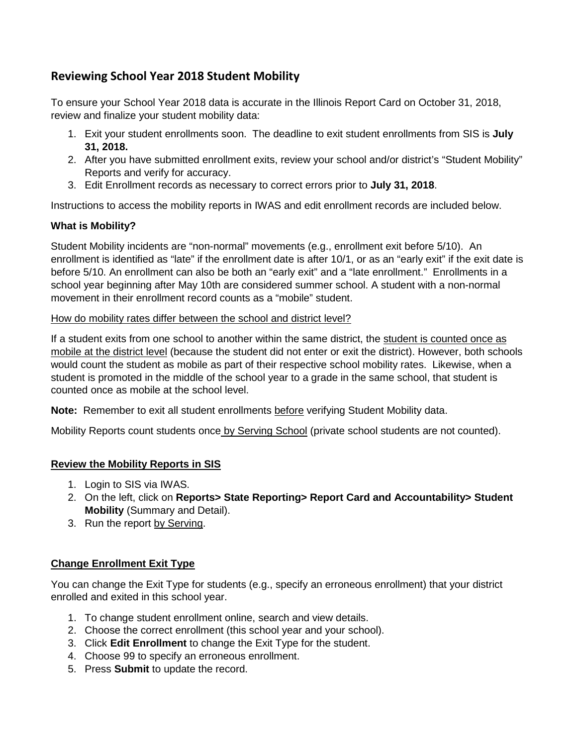## Reviewing School Year 2018 Student Mobility

To ensure your School Year 2018 data is accurate in the Illinois Report Card on October 31, 2018, review and finalize your student mobility data:

1. Exit your student enrollments soon. The deadline to exit student enrollments from SIS is **July 31, 2018.**
2. After you have submitted enrollment exits, review your school and/or district's "Student Mobility" Reports and verify for accuracy.
3. Edit Enrollment records as necessary to correct errors prior to **July 31, 2018**.

Instructions to access the mobility reports in IWAS and edit enrollment records are included below.

**What is Mobility?**

Student Mobility incidents are "non-normal" movements (e.g., enrollment exit before 5/10). An enrollment is identified as "late" if the enrollment date is after 10/1, or as an "early exit" if the exit date is before 5/10. An enrollment can also be both an "early exit" and a "late enrollment." Enrollments in a school year beginning after May 10th are considered summer school. A student with a non-normal movement in their enrollment record counts as a "mobile" student.

<u>How do mobility rates differ between the school and district level?</u>

If a student exits from one school to another within the same district, the <u>student is counted once as mobile at the district level</u> (because the student did not enter or exit the district). However, both schools would count the student as mobile as part of their respective school mobility rates. Likewise, when a student is promoted in the middle of the school year to a grade in the same school, that student is counted once as mobile at the school level.

**Note:** Remember to exit all student enrollments <u>before</u> verifying Student Mobility data.

Mobility Reports count students once <u>by Serving School</u> (private school students are not counted).

### <u>Review the Mobility Reports in SIS</u>

1. Login to SIS via IWAS.
2. On the left, click on **Reports> State Reporting> Report Card and Accountability> Student Mobility** (Summary and Detail).
3. Run the report <u>by Serving</u>.

### <u>Change Enrollment Exit Type</u>

You can change the Exit Type for students (e.g., specify an erroneous enrollment) that your district enrolled and exited in this school year.

1. To change student enrollment online, search and view details.
2. Choose the correct enrollment (this school year and your school).
3. Click **Edit Enrollment** to change the Exit Type for the student.
4. Choose 99 to specify an erroneous enrollment.
5. Press **Submit** to update the record.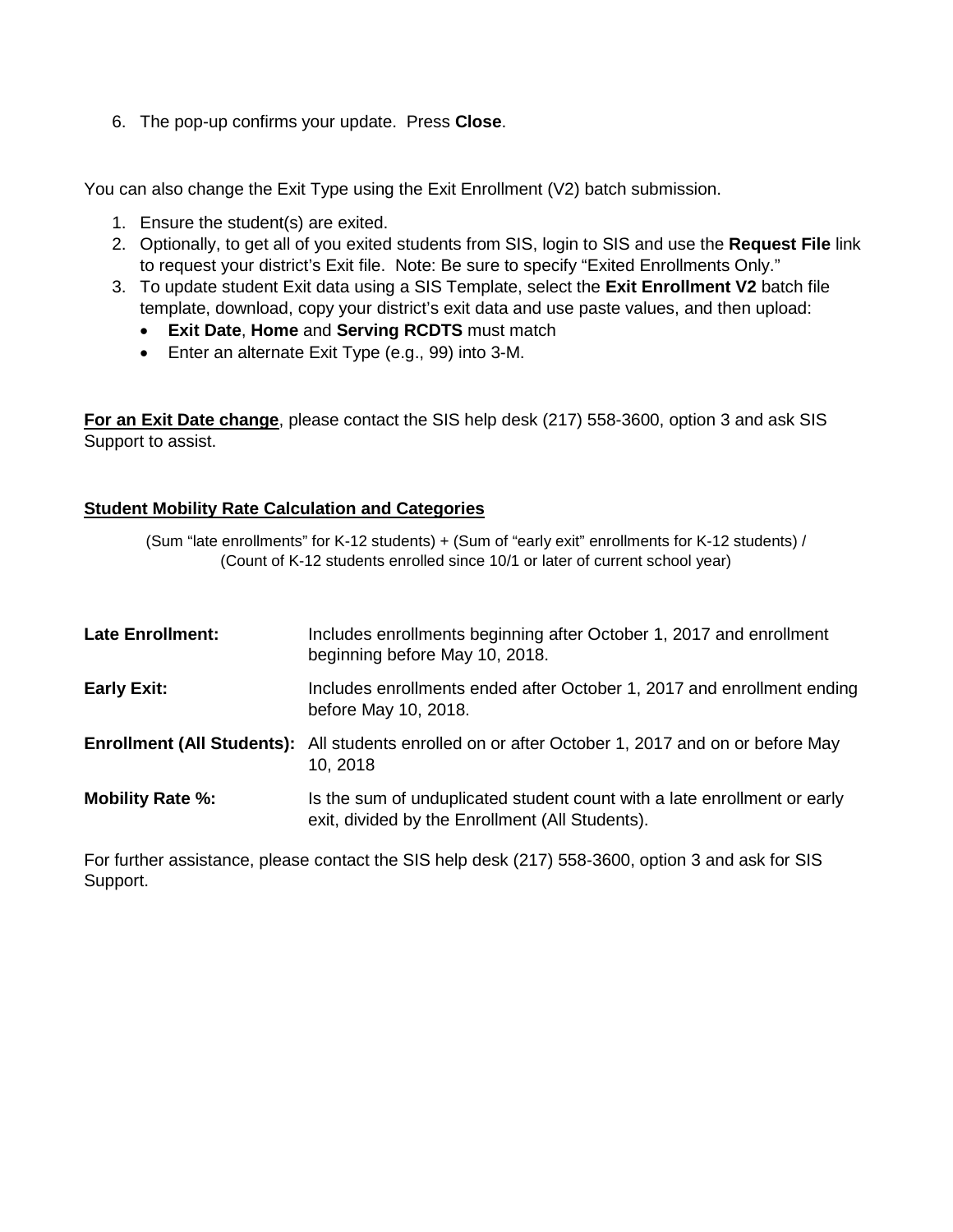6. The pop-up confirms your update. Press **Close**.

You can also change the Exit Type using the Exit Enrollment (V2) batch submission.

1. Ensure the student(s) are exited.
2. Optionally, to get all of you exited students from SIS, login to SIS and use the **Request File** link to request your district's Exit file. Note: Be sure to specify "Exited Enrollments Only."
3. To update student Exit data using a SIS Template, select the **Exit Enrollment V2** batch file template, download, copy your district's exit data and use paste values, and then upload:
   - **Exit Date**, **Home** and **Serving RCDTS** must match
   - Enter an alternate Exit Type (e.g., 99) into 3-M.

**<u>For an Exit Date change</u>**, please contact the SIS help desk (217) 558-3600, option 3 and ask SIS Support to assist.

**<u>Student Mobility Rate Calculation and Categories</u>**

(Sum "late enrollments" for K-12 students) + (Sum of "early exit" enrollments for K-12 students) / (Count of K-12 students enrolled since 10/1 or later of current school year)

| | |
|---|---|
| **Late Enrollment:** | Includes enrollments beginning after October 1, 2017 and enrollment beginning before May 10, 2018. |
| **Early Exit:** | Includes enrollments ended after October 1, 2017 and enrollment ending before May 10, 2018. |
| **Enrollment (All Students):** | All students enrolled on or after October 1, 2017 and on or before May 10, 2018 |
| **Mobility Rate %:** | Is the sum of unduplicated student count with a late enrollment or early exit, divided by the Enrollment (All Students). |

For further assistance, please contact the SIS help desk (217) 558-3600, option 3 and ask for SIS Support.